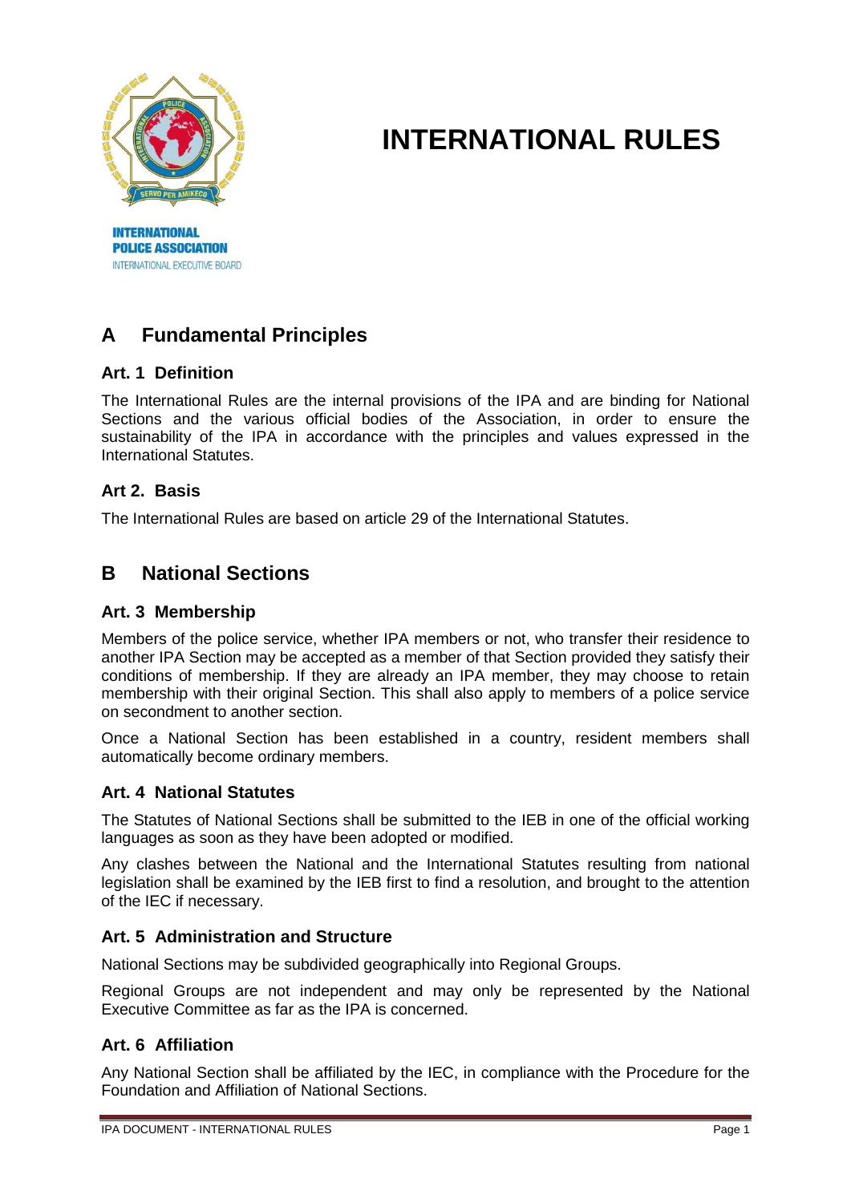INTERNATIONAL POLICE ASSOCIATION
INTERNATIONAL EXECUTIVE BOARD

# INTERNATIONAL RULES

## A Fundamental Principles

### Art. 1 Definition

The International Rules are the internal provisions of the IPA and are binding for National Sections and the various official bodies of the Association, in order to ensure the sustainability of the IPA in accordance with the principles and values expressed in the International Statutes.

### Art 2. Basis

The International Rules are based on article 29 of the International Statutes.

## B National Sections

### Art. 3 Membership

Members of the police service, whether IPA members or not, who transfer their residence to another IPA Section may be accepted as a member of that Section provided they satisfy their conditions of membership. If they are already an IPA member, they may choose to retain membership with their original Section. This shall also apply to members of a police service on secondment to another section.

Once a National Section has been established in a country, resident members shall automatically become ordinary members.

### Art. 4 National Statutes

The Statutes of National Sections shall be submitted to the IEB in one of the official working languages as soon as they have been adopted or modified.

Any clashes between the National and the International Statutes resulting from national legislation shall be examined by the IEB first to find a resolution, and brought to the attention of the IEC if necessary.

### Art. 5 Administration and Structure

National Sections may be subdivided geographically into Regional Groups.

Regional Groups are not independent and may only be represented by the National Executive Committee as far as the IPA is concerned.

### Art. 6 Affiliation

Any National Section shall be affiliated by the IEC, in compliance with the Procedure for the Foundation and Affiliation of National Sections.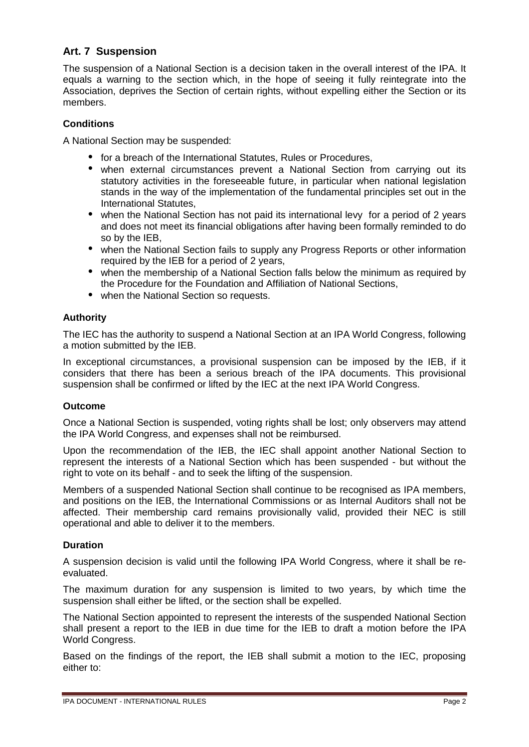## Art. 7 Suspension

The suspension of a National Section is a decision taken in the overall interest of the IPA. It equals a warning to the section which, in the hope of seeing it fully reintegrate into the Association, deprives the Section of certain rights, without expelling either the Section or its members.

### Conditions

A National Section may be suspended:

- for a breach of the International Statutes, Rules or Procedures,
- when external circumstances prevent a National Section from carrying out its statutory activities in the foreseeable future, in particular when national legislation stands in the way of the implementation of the fundamental principles set out in the International Statutes,
- when the National Section has not paid its international levy for a period of 2 years and does not meet its financial obligations after having been formally reminded to do so by the IEB,
- when the National Section fails to supply any Progress Reports or other information required by the IEB for a period of 2 years,
- when the membership of a National Section falls below the minimum as required by the Procedure for the Foundation and Affiliation of National Sections,
- when the National Section so requests.

### Authority

The IEC has the authority to suspend a National Section at an IPA World Congress, following a motion submitted by the IEB.

In exceptional circumstances, a provisional suspension can be imposed by the IEB, if it considers that there has been a serious breach of the IPA documents. This provisional suspension shall be confirmed or lifted by the IEC at the next IPA World Congress.

### Outcome

Once a National Section is suspended, voting rights shall be lost; only observers may attend the IPA World Congress, and expenses shall not be reimbursed.

Upon the recommendation of the IEB, the IEC shall appoint another National Section to represent the interests of a National Section which has been suspended - but without the right to vote on its behalf - and to seek the lifting of the suspension.

Members of a suspended National Section shall continue to be recognised as IPA members, and positions on the IEB, the International Commissions or as Internal Auditors shall not be affected. Their membership card remains provisionally valid, provided their NEC is still operational and able to deliver it to the members.

### Duration

A suspension decision is valid until the following IPA World Congress, where it shall be re-evaluated.

The maximum duration for any suspension is limited to two years, by which time the suspension shall either be lifted, or the section shall be expelled.

The National Section appointed to represent the interests of the suspended National Section shall present a report to the IEB in due time for the IEB to draft a motion before the IPA World Congress.

Based on the findings of the report, the IEB shall submit a motion to the IEC, proposing either to: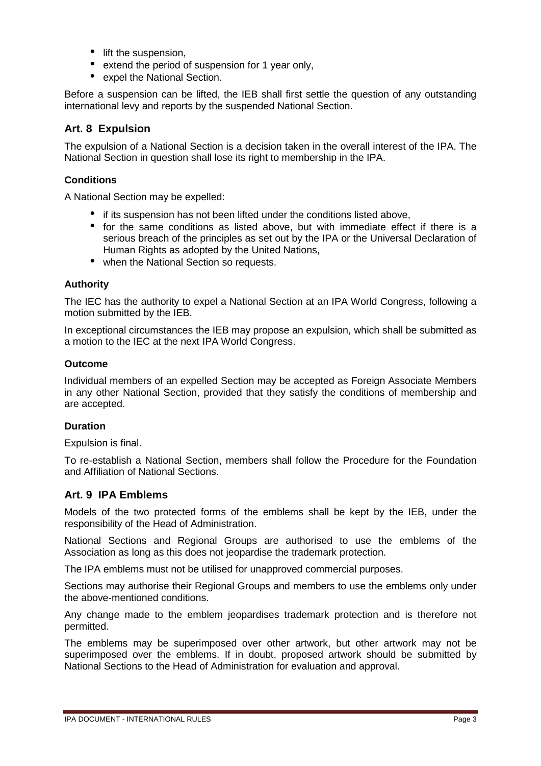- lift the suspension,
- extend the period of suspension for 1 year only,
- expel the National Section.

Before a suspension can be lifted, the IEB shall first settle the question of any outstanding international levy and reports by the suspended National Section.

## Art. 8 Expulsion

The expulsion of a National Section is a decision taken in the overall interest of the IPA. The National Section in question shall lose its right to membership in the IPA.

### Conditions

A National Section may be expelled:

- if its suspension has not been lifted under the conditions listed above,
- for the same conditions as listed above, but with immediate effect if there is a serious breach of the principles as set out by the IPA or the Universal Declaration of Human Rights as adopted by the United Nations,
- when the National Section so requests.

### Authority

The IEC has the authority to expel a National Section at an IPA World Congress, following a motion submitted by the IEB.

In exceptional circumstances the IEB may propose an expulsion, which shall be submitted as a motion to the IEC at the next IPA World Congress.

### Outcome

Individual members of an expelled Section may be accepted as Foreign Associate Members in any other National Section, provided that they satisfy the conditions of membership and are accepted.

### Duration

Expulsion is final.

To re-establish a National Section, members shall follow the Procedure for the Foundation and Affiliation of National Sections.

## Art. 9 IPA Emblems

Models of the two protected forms of the emblems shall be kept by the IEB, under the responsibility of the Head of Administration.

National Sections and Regional Groups are authorised to use the emblems of the Association as long as this does not jeopardise the trademark protection.

The IPA emblems must not be utilised for unapproved commercial purposes.

Sections may authorise their Regional Groups and members to use the emblems only under the above-mentioned conditions.

Any change made to the emblem jeopardises trademark protection and is therefore not permitted.

The emblems may be superimposed over other artwork, but other artwork may not be superimposed over the emblems. If in doubt, proposed artwork should be submitted by National Sections to the Head of Administration for evaluation and approval.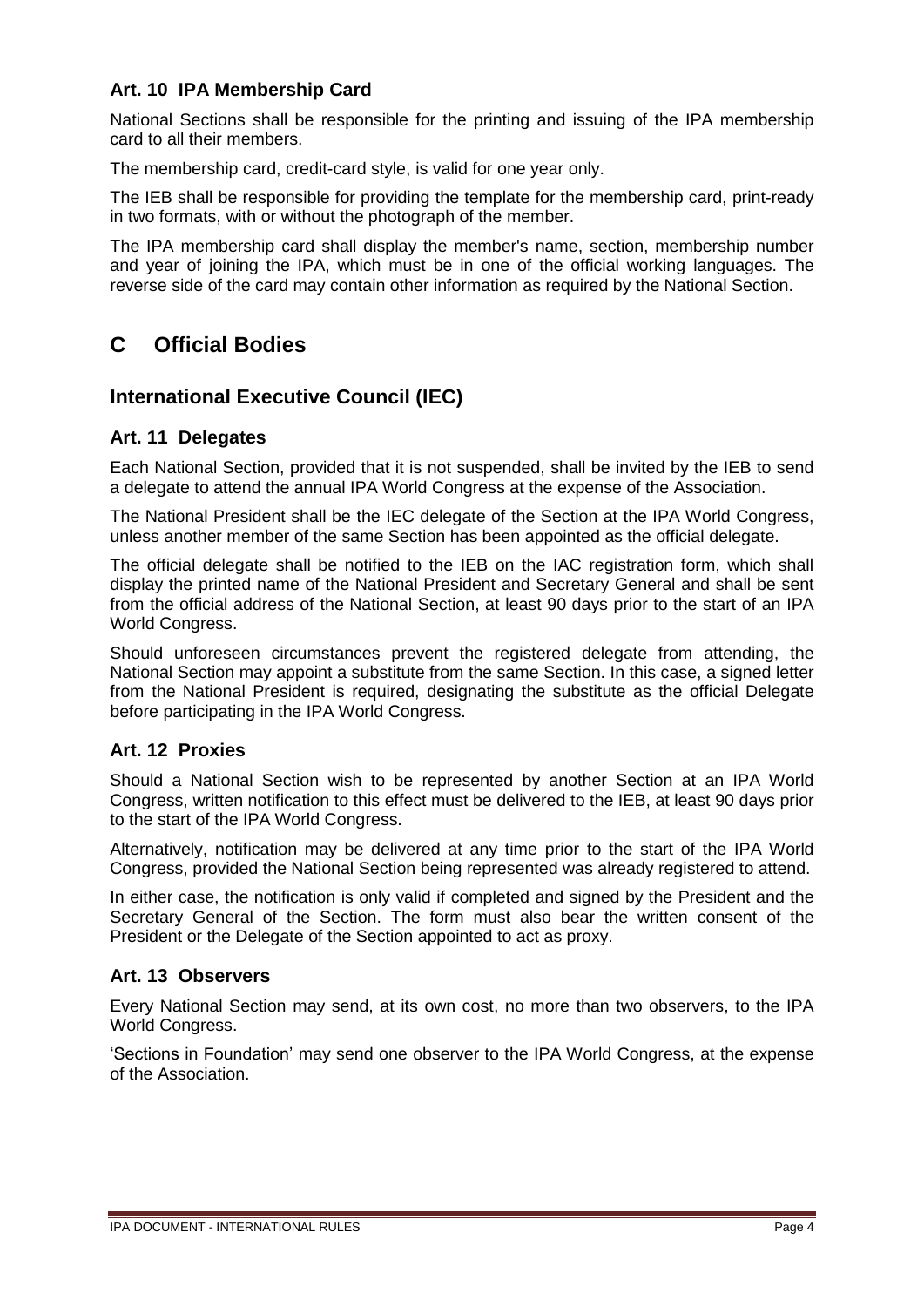### Art. 10 IPA Membership Card

National Sections shall be responsible for the printing and issuing of the IPA membership card to all their members.

The membership card, credit-card style, is valid for one year only.

The IEB shall be responsible for providing the template for the membership card, print-ready in two formats, with or without the photograph of the member.

The IPA membership card shall display the member's name, section, membership number and year of joining the IPA, which must be in one of the official working languages. The reverse side of the card may contain other information as required by the National Section.

# C Official Bodies

## International Executive Council (IEC)

### Art. 11 Delegates

Each National Section, provided that it is not suspended, shall be invited by the IEB to send a delegate to attend the annual IPA World Congress at the expense of the Association.

The National President shall be the IEC delegate of the Section at the IPA World Congress, unless another member of the same Section has been appointed as the official delegate.

The official delegate shall be notified to the IEB on the IAC registration form, which shall display the printed name of the National President and Secretary General and shall be sent from the official address of the National Section, at least 90 days prior to the start of an IPA World Congress.

Should unforeseen circumstances prevent the registered delegate from attending, the National Section may appoint a substitute from the same Section. In this case, a signed letter from the National President is required, designating the substitute as the official Delegate before participating in the IPA World Congress.

### Art. 12 Proxies

Should a National Section wish to be represented by another Section at an IPA World Congress, written notification to this effect must be delivered to the IEB, at least 90 days prior to the start of the IPA World Congress.

Alternatively, notification may be delivered at any time prior to the start of the IPA World Congress, provided the National Section being represented was already registered to attend.

In either case, the notification is only valid if completed and signed by the President and the Secretary General of the Section. The form must also bear the written consent of the President or the Delegate of the Section appointed to act as proxy.

### Art. 13 Observers

Every National Section may send, at its own cost, no more than two observers, to the IPA World Congress.

'Sections in Foundation' may send one observer to the IPA World Congress, at the expense of the Association.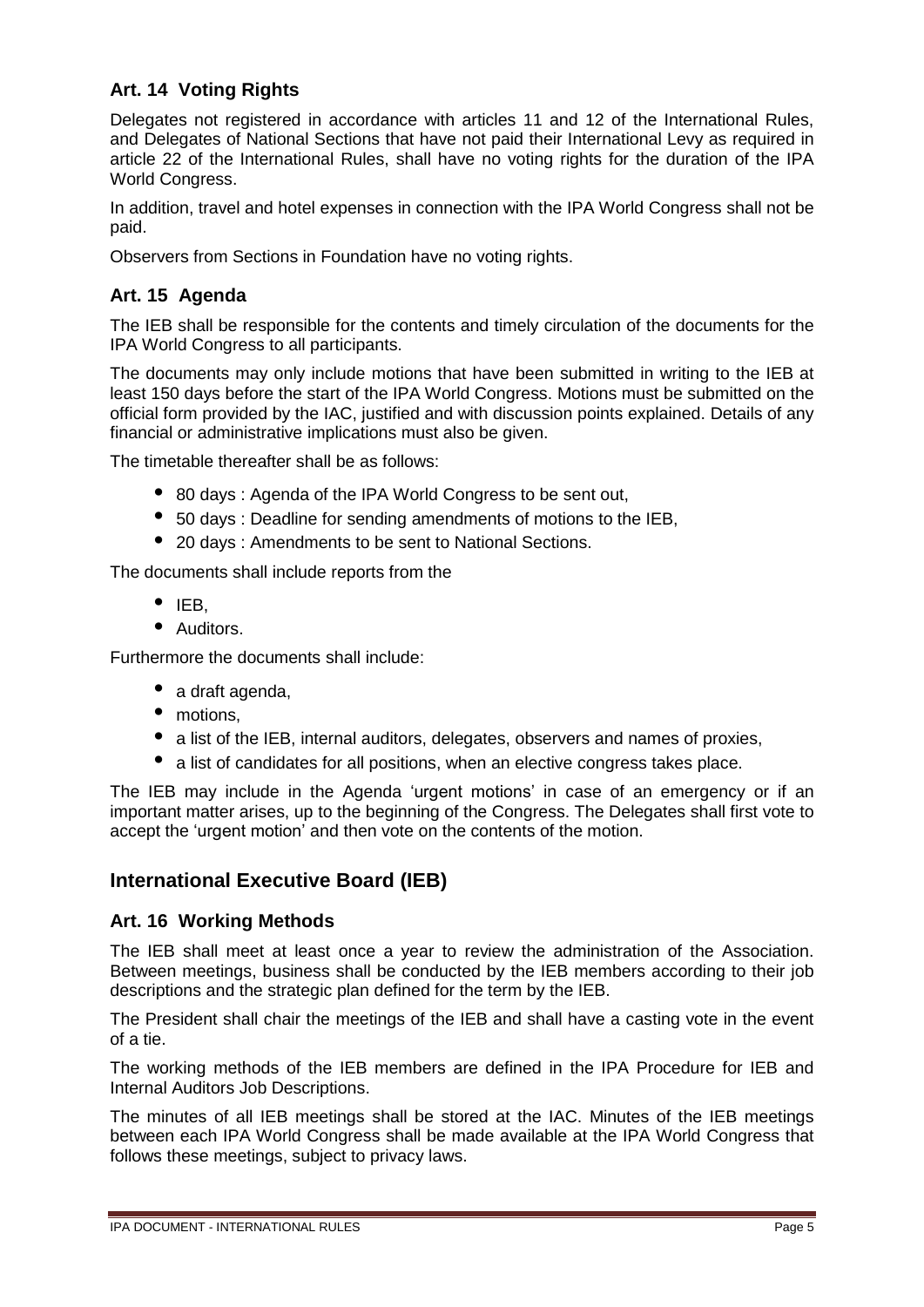### Art. 14 Voting Rights

Delegates not registered in accordance with articles 11 and 12 of the International Rules, and Delegates of National Sections that have not paid their International Levy as required in article 22 of the International Rules, shall have no voting rights for the duration of the IPA World Congress.

In addition, travel and hotel expenses in connection with the IPA World Congress shall not be paid.

Observers from Sections in Foundation have no voting rights.

### Art. 15 Agenda

The IEB shall be responsible for the contents and timely circulation of the documents for the IPA World Congress to all participants.

The documents may only include motions that have been submitted in writing to the IEB at least 150 days before the start of the IPA World Congress. Motions must be submitted on the official form provided by the IAC, justified and with discussion points explained. Details of any financial or administrative implications must also be given.

The timetable thereafter shall be as follows:

- 80 days : Agenda of the IPA World Congress to be sent out,
- 50 days : Deadline for sending amendments of motions to the IEB,
- 20 days : Amendments to be sent to National Sections.

The documents shall include reports from the

- IEB,
- Auditors.

Furthermore the documents shall include:

- a draft agenda,
- motions,
- a list of the IEB, internal auditors, delegates, observers and names of proxies,
- a list of candidates for all positions, when an elective congress takes place.

The IEB may include in the Agenda 'urgent motions' in case of an emergency or if an important matter arises, up to the beginning of the Congress. The Delegates shall first vote to accept the 'urgent motion' and then vote on the contents of the motion.

## International Executive Board (IEB)

### Art. 16 Working Methods

The IEB shall meet at least once a year to review the administration of the Association. Between meetings, business shall be conducted by the IEB members according to their job descriptions and the strategic plan defined for the term by the IEB.

The President shall chair the meetings of the IEB and shall have a casting vote in the event of a tie.

The working methods of the IEB members are defined in the IPA Procedure for IEB and Internal Auditors Job Descriptions.

The minutes of all IEB meetings shall be stored at the IAC. Minutes of the IEB meetings between each IPA World Congress shall be made available at the IPA World Congress that follows these meetings, subject to privacy laws.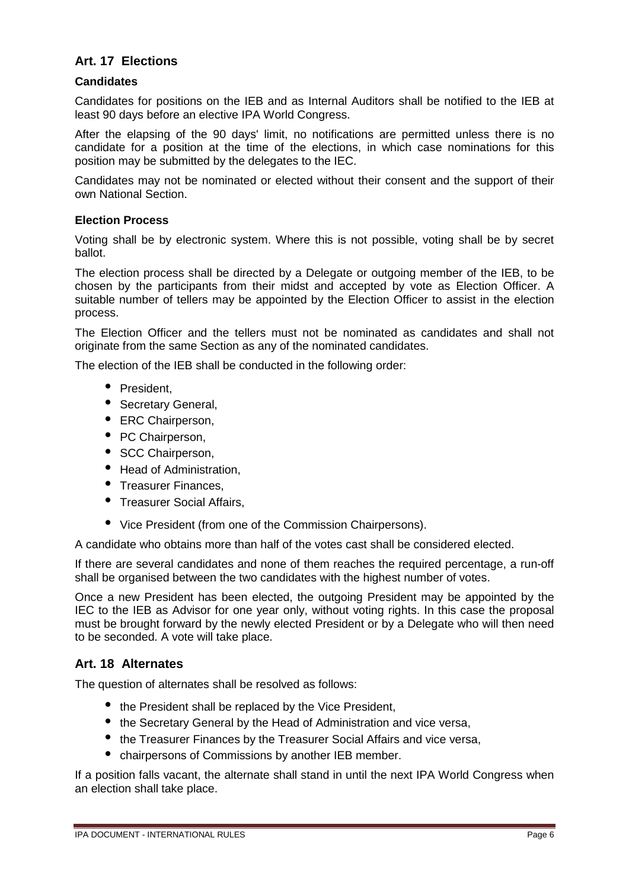## Art. 17 Elections

### Candidates

Candidates for positions on the IEB and as Internal Auditors shall be notified to the IEB at least 90 days before an elective IPA World Congress.

After the elapsing of the 90 days' limit, no notifications are permitted unless there is no candidate for a position at the time of the elections, in which case nominations for this position may be submitted by the delegates to the IEC.

Candidates may not be nominated or elected without their consent and the support of their own National Section.

### Election Process

Voting shall be by electronic system. Where this is not possible, voting shall be by secret ballot.

The election process shall be directed by a Delegate or outgoing member of the IEB, to be chosen by the participants from their midst and accepted by vote as Election Officer. A suitable number of tellers may be appointed by the Election Officer to assist in the election process.

The Election Officer and the tellers must not be nominated as candidates and shall not originate from the same Section as any of the nominated candidates.

The election of the IEB shall be conducted in the following order:

- President,
- Secretary General,
- ERC Chairperson,
- PC Chairperson,
- SCC Chairperson,
- Head of Administration,
- Treasurer Finances,
- Treasurer Social Affairs,
- Vice President (from one of the Commission Chairpersons).

A candidate who obtains more than half of the votes cast shall be considered elected.

If there are several candidates and none of them reaches the required percentage, a run-off shall be organised between the two candidates with the highest number of votes.

Once a new President has been elected, the outgoing President may be appointed by the IEC to the IEB as Advisor for one year only, without voting rights. In this case the proposal must be brought forward by the newly elected President or by a Delegate who will then need to be seconded. A vote will take place.

## Art. 18 Alternates

The question of alternates shall be resolved as follows:

- the President shall be replaced by the Vice President,
- the Secretary General by the Head of Administration and vice versa,
- the Treasurer Finances by the Treasurer Social Affairs and vice versa,
- chairpersons of Commissions by another IEB member.

If a position falls vacant, the alternate shall stand in until the next IPA World Congress when an election shall take place.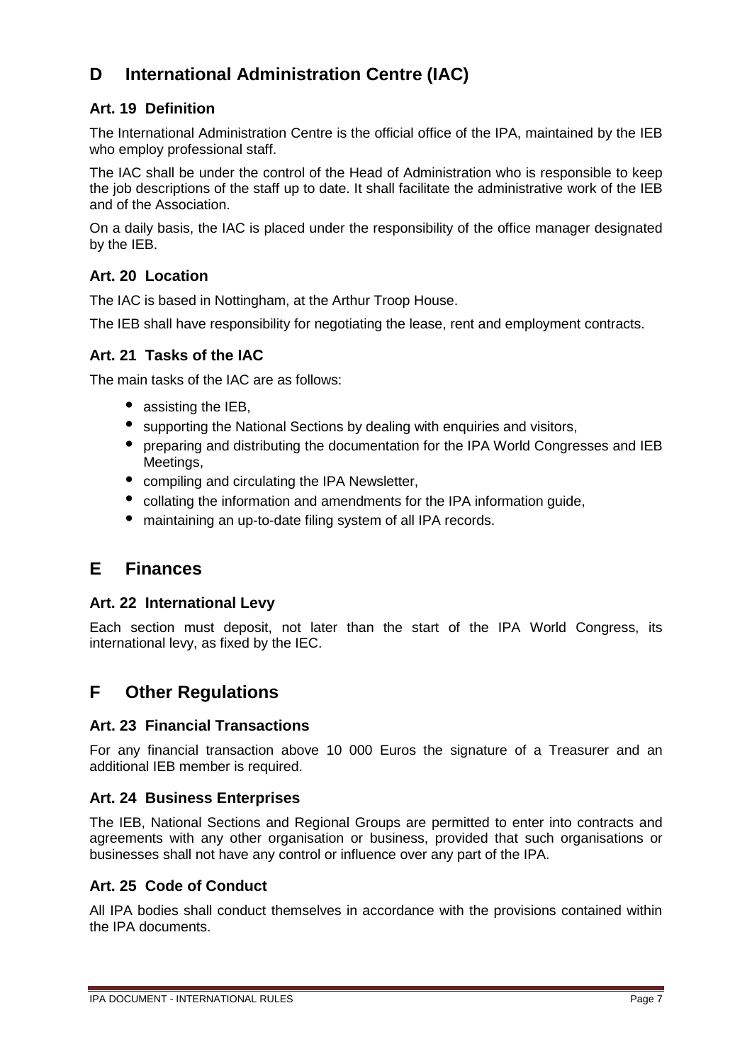## D International Administration Centre (IAC)

### Art. 19 Definition

The International Administration Centre is the official office of the IPA, maintained by the IEB who employ professional staff.

The IAC shall be under the control of the Head of Administration who is responsible to keep the job descriptions of the staff up to date. It shall facilitate the administrative work of the IEB and of the Association.

On a daily basis, the IAC is placed under the responsibility of the office manager designated by the IEB.

### Art. 20 Location

The IAC is based in Nottingham, at the Arthur Troop House.

The IEB shall have responsibility for negotiating the lease, rent and employment contracts.

### Art. 21 Tasks of the IAC

The main tasks of the IAC are as follows:

- assisting the IEB,
- supporting the National Sections by dealing with enquiries and visitors,
- preparing and distributing the documentation for the IPA World Congresses and IEB Meetings,
- compiling and circulating the IPA Newsletter,
- collating the information and amendments for the IPA information guide,
- maintaining an up-to-date filing system of all IPA records.

## E Finances

### Art. 22 International Levy

Each section must deposit, not later than the start of the IPA World Congress, its international levy, as fixed by the IEC.

## F Other Regulations

### Art. 23 Financial Transactions

For any financial transaction above 10 000 Euros the signature of a Treasurer and an additional IEB member is required.

### Art. 24 Business Enterprises

The IEB, National Sections and Regional Groups are permitted to enter into contracts and agreements with any other organisation or business, provided that such organisations or businesses shall not have any control or influence over any part of the IPA.

### Art. 25 Code of Conduct

All IPA bodies shall conduct themselves in accordance with the provisions contained within the IPA documents.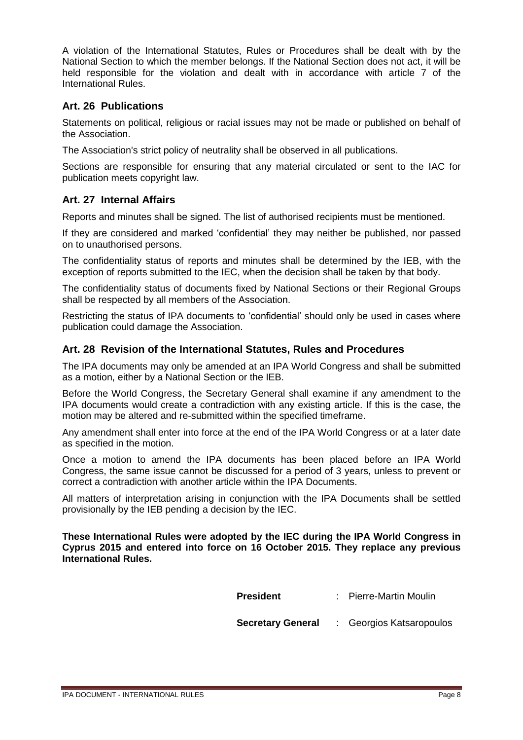A violation of the International Statutes, Rules or Procedures shall be dealt with by the National Section to which the member belongs. If the National Section does not act, it will be held responsible for the violation and dealt with in accordance with article 7 of the International Rules.

## Art. 26 Publications

Statements on political, religious or racial issues may not be made or published on behalf of the Association.

The Association's strict policy of neutrality shall be observed in all publications.

Sections are responsible for ensuring that any material circulated or sent to the IAC for publication meets copyright law.

## Art. 27 Internal Affairs

Reports and minutes shall be signed. The list of authorised recipients must be mentioned.

If they are considered and marked 'confidential' they may neither be published, nor passed on to unauthorised persons.

The confidentiality status of reports and minutes shall be determined by the IEB, with the exception of reports submitted to the IEC, when the decision shall be taken by that body.

The confidentiality status of documents fixed by National Sections or their Regional Groups shall be respected by all members of the Association.

Restricting the status of IPA documents to 'confidential' should only be used in cases where publication could damage the Association.

## Art. 28 Revision of the International Statutes, Rules and Procedures

The IPA documents may only be amended at an IPA World Congress and shall be submitted as a motion, either by a National Section or the IEB.

Before the World Congress, the Secretary General shall examine if any amendment to the IPA documents would create a contradiction with any existing article. If this is the case, the motion may be altered and re-submitted within the specified timeframe.

Any amendment shall enter into force at the end of the IPA World Congress or at a later date as specified in the motion.

Once a motion to amend the IPA documents has been placed before an IPA World Congress, the same issue cannot be discussed for a period of 3 years, unless to prevent or correct a contradiction with another article within the IPA Documents.

All matters of interpretation arising in conjunction with the IPA Documents shall be settled provisionally by the IEB pending a decision by the IEC.

**These International Rules were adopted by the IEC during the IPA World Congress in Cyprus 2015 and entered into force on 16 October 2015. They replace any previous International Rules.**

**President** : Pierre-Martin Moulin

**Secretary General** : Georgios Katsaropoulos